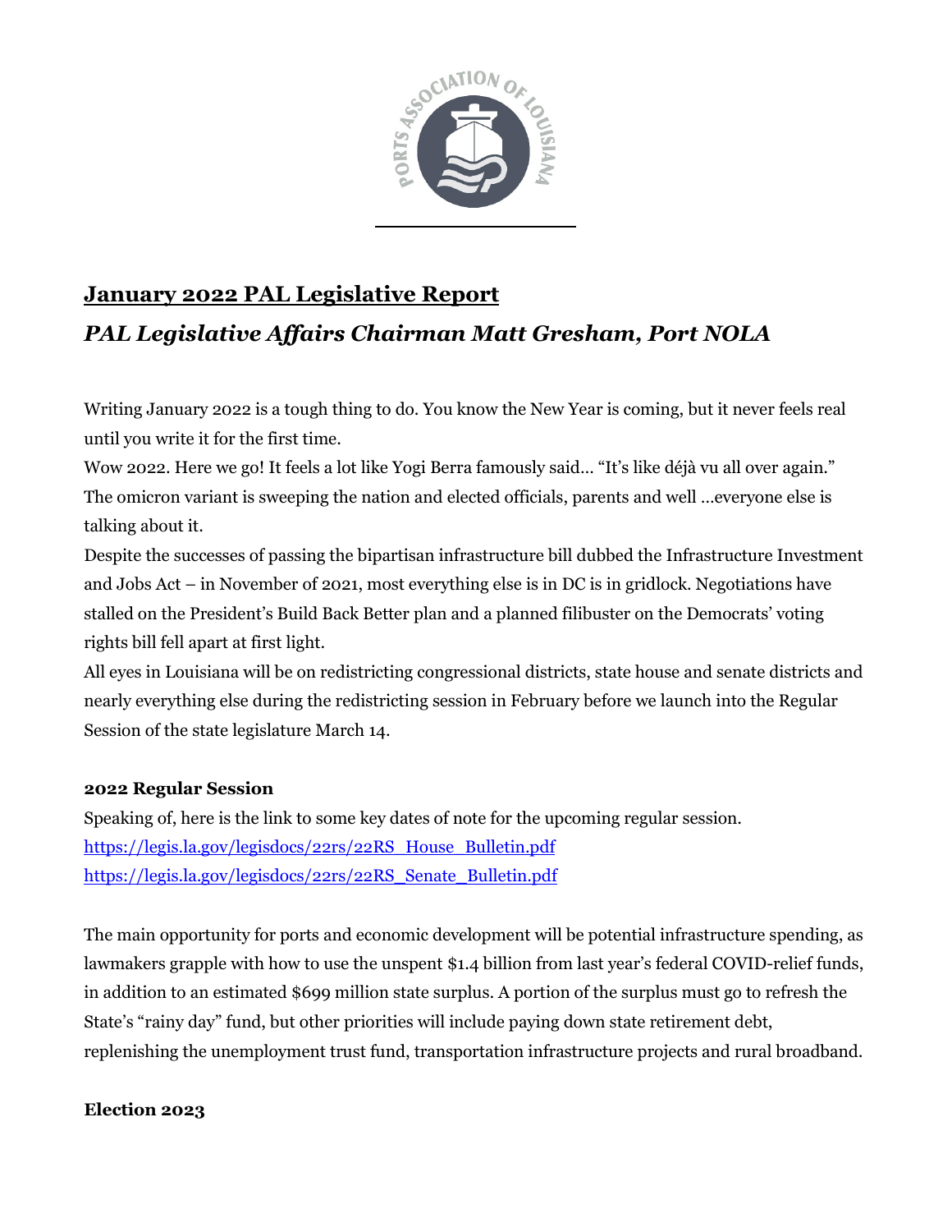# January 2022 PAL Legislative Report

## *PAL Legislative Affairs Chairman Matt Gresham, Port NOLA*

Writing January 2022 is a tough thing to do. You know the New Year is coming, but it never feels real until you write it for the first time.

Wow 2022. Here we go! It feels a lot like Yogi Berra famously said… "It's like déjà vu all over again." The omicron variant is sweeping the nation and elected officials, parents and well …everyone else is talking about it.

Despite the successes of passing the bipartisan infrastructure bill dubbed the Infrastructure Investment and Jobs Act – in November of 2021, most everything else is in DC is in gridlock. Negotiations have stalled on the President's Build Back Better plan and a planned filibuster on the Democrats' voting rights bill fell apart at first light.

All eyes in Louisiana will be on redistricting congressional districts, state house and senate districts and nearly everything else during the redistricting session in February before we launch into the Regular Session of the state legislature March 14.

**2022 Regular Session**

Speaking of, here is the link to some key dates of note for the upcoming regular session.
https://legis.la.gov/legisdocs/22rs/22RS_House_Bulletin.pdf
https://legis.la.gov/legisdocs/22rs/22RS_Senate_Bulletin.pdf

The main opportunity for ports and economic development will be potential infrastructure spending, as lawmakers grapple with how to use the unspent $1.4 billion from last year's federal COVID-relief funds, in addition to an estimated $699 million state surplus. A portion of the surplus must go to refresh the State's "rainy day" fund, but other priorities will include paying down state retirement debt, replenishing the unemployment trust fund, transportation infrastructure projects and rural broadband.

**Election 2023**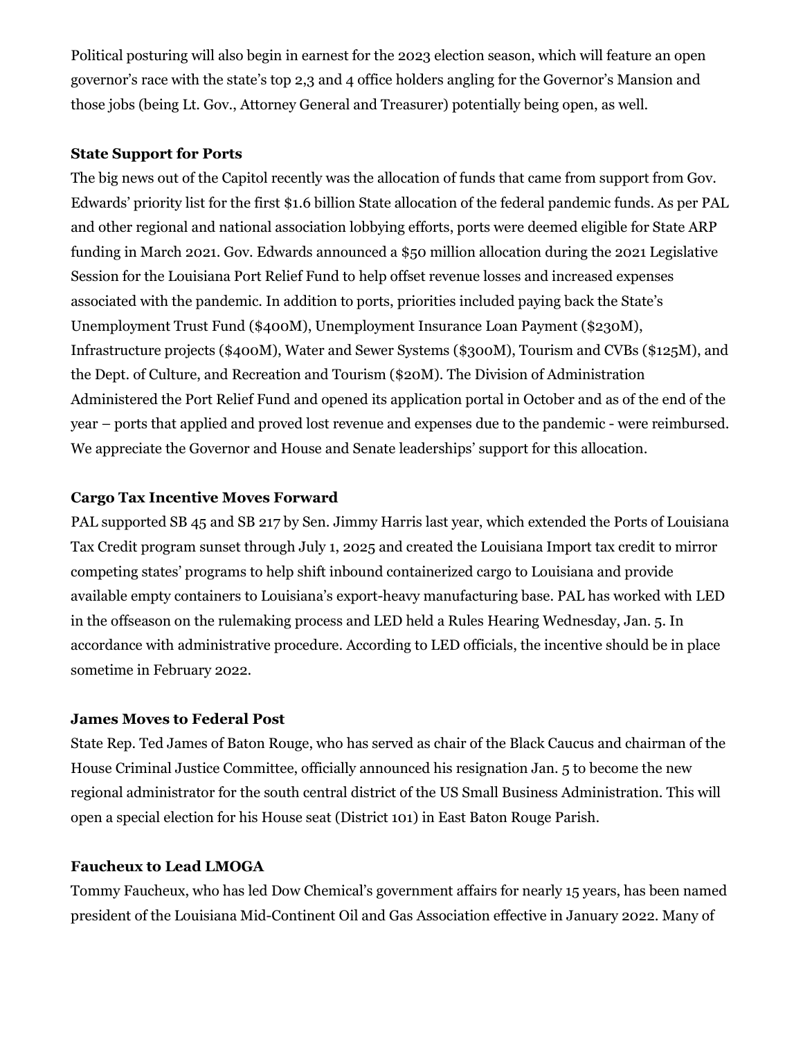Political posturing will also begin in earnest for the 2023 election season, which will feature an open governor's race with the state's top 2,3 and 4 office holders angling for the Governor's Mansion and those jobs (being Lt. Gov., Attorney General and Treasurer) potentially being open, as well.

**State Support for Ports**

The big news out of the Capitol recently was the allocation of funds that came from support from Gov. Edwards' priority list for the first $1.6 billion State allocation of the federal pandemic funds. As per PAL and other regional and national association lobbying efforts, ports were deemed eligible for State ARP funding in March 2021. Gov. Edwards announced a $50 million allocation during the 2021 Legislative Session for the Louisiana Port Relief Fund to help offset revenue losses and increased expenses associated with the pandemic. In addition to ports, priorities included paying back the State's Unemployment Trust Fund ($400M), Unemployment Insurance Loan Payment ($230M), Infrastructure projects ($400M), Water and Sewer Systems ($300M), Tourism and CVBs ($125M), and the Dept. of Culture, and Recreation and Tourism ($20M). The Division of Administration Administered the Port Relief Fund and opened its application portal in October and as of the end of the year – ports that applied and proved lost revenue and expenses due to the pandemic - were reimbursed. We appreciate the Governor and House and Senate leaderships' support for this allocation.

**Cargo Tax Incentive Moves Forward**

PAL supported SB 45 and SB 217 by Sen. Jimmy Harris last year, which extended the Ports of Louisiana Tax Credit program sunset through July 1, 2025 and created the Louisiana Import tax credit to mirror competing states' programs to help shift inbound containerized cargo to Louisiana and provide available empty containers to Louisiana's export-heavy manufacturing base. PAL has worked with LED in the offseason on the rulemaking process and LED held a Rules Hearing Wednesday, Jan. 5. In accordance with administrative procedure. According to LED officials, the incentive should be in place sometime in February 2022.

**James Moves to Federal Post**

State Rep. Ted James of Baton Rouge, who has served as chair of the Black Caucus and chairman of the House Criminal Justice Committee, officially announced his resignation Jan. 5 to become the new regional administrator for the south central district of the US Small Business Administration. This will open a special election for his House seat (District 101) in East Baton Rouge Parish.

**Faucheux to Lead LMOGA**

Tommy Faucheux, who has led Dow Chemical's government affairs for nearly 15 years, has been named president of the Louisiana Mid-Continent Oil and Gas Association effective in January 2022. Many of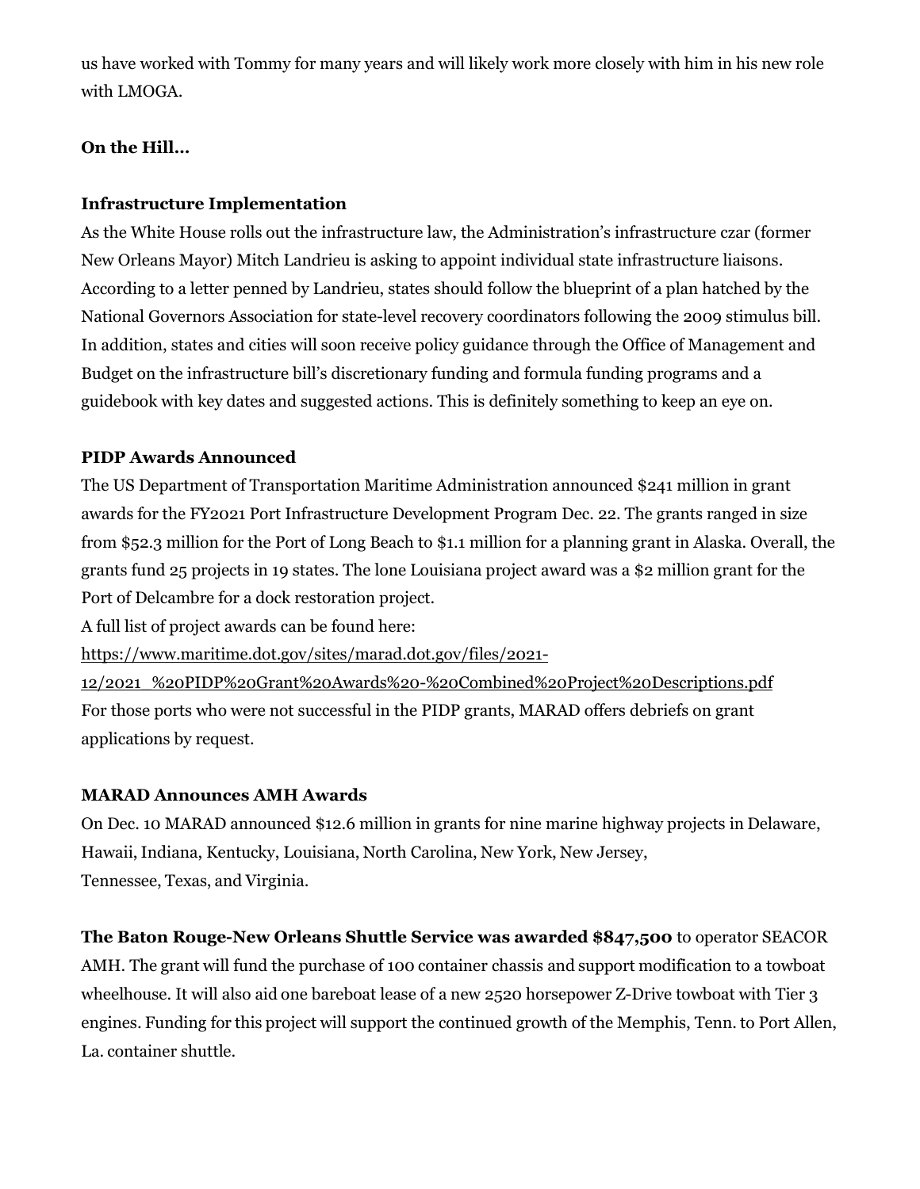us have worked with Tommy for many years and will likely work more closely with him in his new role with LMOGA.

**On the Hill…**

**Infrastructure Implementation**

As the White House rolls out the infrastructure law, the Administration's infrastructure czar (former New Orleans Mayor) Mitch Landrieu is asking to appoint individual state infrastructure liaisons. According to a letter penned by Landrieu, states should follow the blueprint of a plan hatched by the National Governors Association for state-level recovery coordinators following the 2009 stimulus bill. In addition, states and cities will soon receive policy guidance through the Office of Management and Budget on the infrastructure bill's discretionary funding and formula funding programs and a guidebook with key dates and suggested actions. This is definitely something to keep an eye on.

**PIDP Awards Announced**

The US Department of Transportation Maritime Administration announced $241 million in grant awards for the FY2021 Port Infrastructure Development Program Dec. 22. The grants ranged in size from $52.3 million for the Port of Long Beach to $1.1 million for a planning grant in Alaska. Overall, the grants fund 25 projects in 19 states. The lone Louisiana project award was a $2 million grant for the Port of Delcambre for a dock restoration project.

A full list of project awards can be found here:
[https://www.maritime.dot.gov/sites/marad.dot.gov/files/2021-12/2021_%20PIDP%20Grant%20Awards%20-%20Combined%20Project%20Descriptions.pdf](https://www.maritime.dot.gov/sites/marad.dot.gov/files/2021-12/2021_%20PIDP%20Grant%20Awards%20-%20Combined%20Project%20Descriptions.pdf)

For those ports who were not successful in the PIDP grants, MARAD offers debriefs on grant applications by request.

**MARAD Announces AMH Awards**

On Dec. 10 MARAD announced $12.6 million in grants for nine marine highway projects in Delaware, Hawaii, Indiana, Kentucky, Louisiana, North Carolina, New York, New Jersey, Tennessee, Texas, and Virginia.

**The Baton Rouge-New Orleans Shuttle Service was awarded $847,500** to operator SEACOR AMH. The grant will fund the purchase of 100 container chassis and support modification to a towboat wheelhouse. It will also aid one bareboat lease of a new 2520 horsepower Z-Drive towboat with Tier 3 engines. Funding for this project will support the continued growth of the Memphis, Tenn. to Port Allen, La. container shuttle.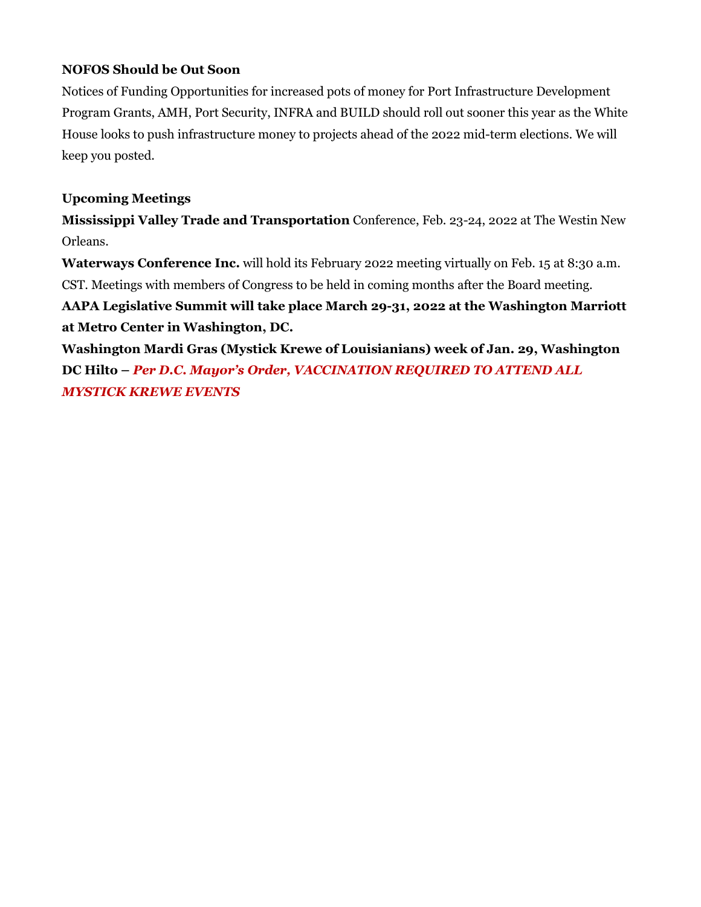**NOFOS Should be Out Soon**

Notices of Funding Opportunities for increased pots of money for Port Infrastructure Development Program Grants, AMH, Port Security, INFRA and BUILD should roll out sooner this year as the White House looks to push infrastructure money to projects ahead of the 2022 mid-term elections. We will keep you posted.

**Upcoming Meetings**

**Mississippi Valley Trade and Transportation** Conference, Feb. 23-24, 2022 at The Westin New Orleans.

**Waterways Conference Inc.** will hold its February 2022 meeting virtually on Feb. 15 at 8:30 a.m. CST. Meetings with members of Congress to be held in coming months after the Board meeting.

**AAPA Legislative Summit will take place March 29-31, 2022 at the Washington Marriott at Metro Center in Washington, DC.**

**Washington Mardi Gras (Mystick Krewe of Louisianians) week of Jan. 29, Washington DC Hilto –** ***Per D.C. Mayor's Order, VACCINATION REQUIRED TO ATTEND ALL MYSTICK KREWE EVENTS***